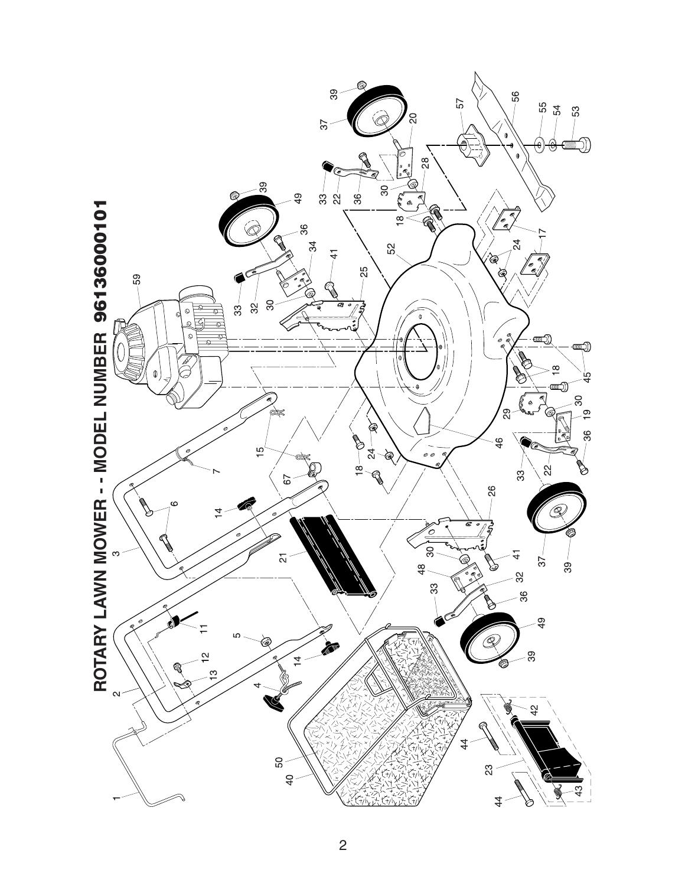# ROTARY LAWN MOWER - - MODEL NUMBER 96136000101

1
2
3
4
5
6
7
11
12
13
14
15
17
18
19
20
21
22
23
24
25
26
28
29
30
32
33
34
36
37
39
40
41
42
43
44
45
46
48
49
50
52
53
54
55
56
57
59
67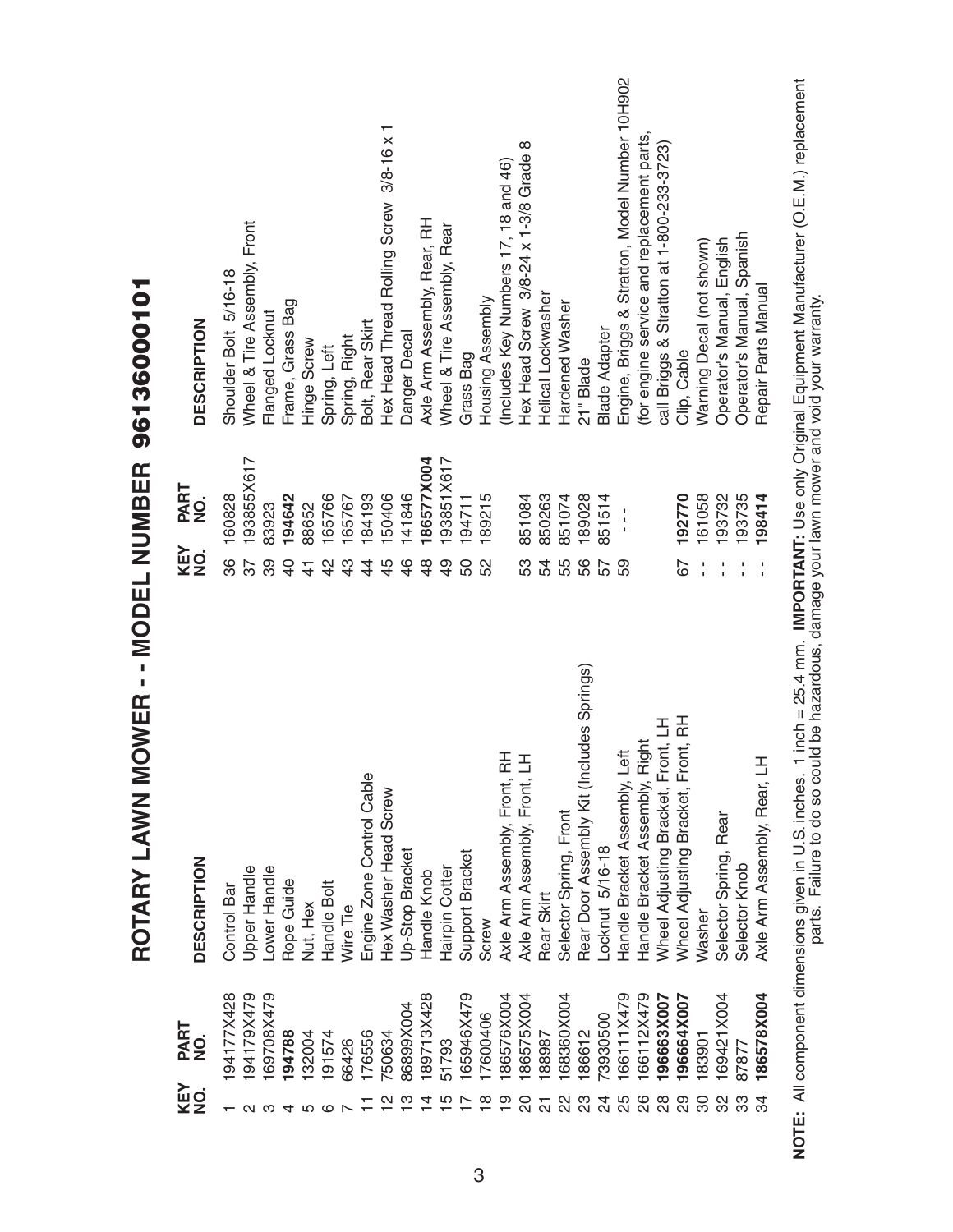# ROTARY LAWN MOWER - - MODEL NUMBER 961360001O1

| KEY NO. | PART NO. | DESCRIPTION |
|---|---|---|
| 1 | 194177X428 | Control Bar |
| 2 | 194179X479 | Upper Handle |
| 3 | 169708X479 | Lower Handle |
| 4 | **194788** | Rope Guide |
| 5 | 132004 | Nut, Hex |
| 6 | 191574 | Handle Bolt |
| 7 | 66426 | Wire Tie |
| 11 | 176556 | Engine Zone Control Cable |
| 12 | 750634 | Hex Washer Head Screw |
| 13 | 86899X004 | Up-Stop Bracket |
| 14 | 189713X428 | Handle Knob |
| 15 | 51793 | Hairpin Cotter |
| 17 | 165946X479 | Support Bracket |
| 18 | 17600406 | Screw |
| 19 | 186576X004 | Axle Arm Assembly, Front, RH |
| 20 | 186575X004 | Axle Arm Assembly, Front, LH |
| 21 | 188987 | Rear Skirt |
| 22 | 168360X004 | Selector Spring, Front |
| 23 | 186612 | Rear Door Assembly Kit (Includes Springs) |
| 24 | 73930500 | Locknut 5/16-18 |
| 25 | 166111X479 | Handle Bracket Assembly, Left |
| 26 | 166112X479 | Handle Bracket Assembly, Right |
| 28 | **196663X007** | Wheel Adjusting Bracket, Front, LH |
| 29 | **196664X007** | Wheel Adjusting Bracket, Front, RH |
| 30 | 183901 | Washer |
| 32 | 169421X004 | Selector Spring, Rear |
| 33 | 87877 | Selector Knob |
| 34 | **186578X004** | Axle Arm Assembly, Rear, LH |
| 36 | 160828 | Shoulder Bolt 5/16-18 |
| 37 | 193855X617 | Wheel & Tire Assembly, Front |
| 39 | 83923 | Flanged Locknut |
| 40 | **194642** | Frame, Grass Bag |
| 41 | 88652 | Hinge Screw |
| 42 | 165766 | Spring, Left |
| 43 | 165767 | Spring, Right |
| 44 | 184193 | Bolt, Rear Skirt |
| 45 | 150406 | Hex Head Thread Rolling Screw 3/8-16 x 1 |
| 46 | 141846 | Danger Decal |
| 48 | **186577X004** | Axle Arm Assembly, Rear, RH |
| 49 | 193851X617 | Wheel & Tire Assembly, Rear |
| 50 | 194711 | Grass Bag |
| 52 | 189215 | Housing Assembly (Includes Key Numbers 17, 18 and 46) |
| 53 | 851084 | Hex Head Screw 3/8-24 x 1-3/8 Grade 8 |
| 54 | 850263 | Helical Lockwasher |
| 55 | 851074 | Hardened Washer |
| 56 | 189028 | 21" Blade |
| 57 | 851514 | Blade Adapter |
| 59 | - - - | Engine, Briggs & Stratton, Model Number 10H902 (for engine service and replacement parts, call Briggs & Stratton at 1-800-233-3723) |
| 67 | **192770** | Clip, Cable |
| - - | 161058 | Warning Decal (not shown) |
| - - | 193732 | Operator's Manual, English |
| - - | 193735 | Operator's Manual, Spanish |
| - - | **198414** | Repair Parts Manual |

**NOTE:** All component dimensions given in U.S. inches. 1 inch = 25.4 mm. **IMPORTANT:** Use only Original Equipment Manufacturer (O.E.M.) replacement parts. Failure to do so could be hazardous, damage your lawn mower and void your warranty.